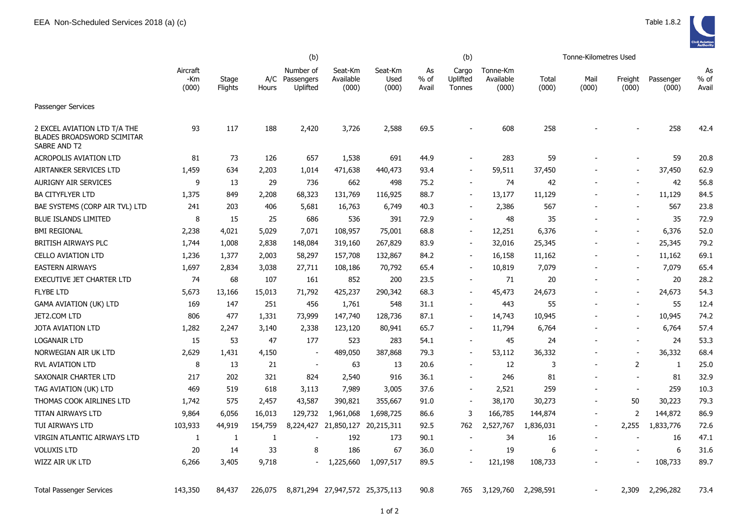EEA Non-Scheduled Services 2018 (a) (c)

Table 1.8.2

| | Aircraft -Km (000) | Stage Flights | A/C Hours | (b) Number of Passengers Uplifted | Seat-Km Available (000) | Seat-Km Used (000) | As % of Avail | (b) Cargo Uplifted Tonnes | Tonne-Km Available (000) | Tonne-Kilometres Used Total (000) | Mail (000) | Freight (000) | Passenger (000) | As % of Avail |
|---|---|---|---|---|---|---|---|---|---|---|---|---|---|---|
| Passenger Services | | | | | | | | | | | | | | |
| 2 EXCEL AVIATION LTD T/A THE BLADES BROADSWORD SCIMITAR SABRE AND T2 | 93 | 117 | 188 | 2,420 | 3,726 | 2,588 | 69.5 | - | 608 | 258 | - | - | 258 | 42.4 |
| ACROPOLIS AVIATION LTD | 81 | 73 | 126 | 657 | 1,538 | 691 | 44.9 | - | 283 | 59 | - | - | 59 | 20.8 |
| AIRTANKER SERVICES LTD | 1,459 | 634 | 2,203 | 1,014 | 471,638 | 440,473 | 93.4 | - | 59,511 | 37,450 | - | - | 37,450 | 62.9 |
| AURIGNY AIR SERVICES | 9 | 13 | 29 | 736 | 662 | 498 | 75.2 | - | 74 | 42 | - | - | 42 | 56.8 |
| BA CITYFLYER LTD | 1,375 | 849 | 2,208 | 68,323 | 131,769 | 116,925 | 88.7 | - | 13,177 | 11,129 | - | - | 11,129 | 84.5 |
| BAE SYSTEMS (CORP AIR TVL) LTD | 241 | 203 | 406 | 5,681 | 16,763 | 6,749 | 40.3 | - | 2,386 | 567 | - | - | 567 | 23.8 |
| BLUE ISLANDS LIMITED | 8 | 15 | 25 | 686 | 536 | 391 | 72.9 | - | 48 | 35 | - | - | 35 | 72.9 |
| BMI REGIONAL | 2,238 | 4,021 | 5,029 | 7,071 | 108,957 | 75,001 | 68.8 | - | 12,251 | 6,376 | - | - | 6,376 | 52.0 |
| BRITISH AIRWAYS PLC | 1,744 | 1,008 | 2,838 | 148,084 | 319,160 | 267,829 | 83.9 | - | 32,016 | 25,345 | - | - | 25,345 | 79.2 |
| CELLO AVIATION LTD | 1,236 | 1,377 | 2,003 | 58,297 | 157,708 | 132,867 | 84.2 | - | 16,158 | 11,162 | - | - | 11,162 | 69.1 |
| EASTERN AIRWAYS | 1,697 | 2,834 | 3,038 | 27,711 | 108,186 | 70,792 | 65.4 | - | 10,819 | 7,079 | - | - | 7,079 | 65.4 |
| EXECUTIVE JET CHARTER LTD | 74 | 68 | 107 | 161 | 852 | 200 | 23.5 | - | 71 | 20 | - | - | 20 | 28.2 |
| FLYBE LTD | 5,673 | 13,166 | 15,013 | 71,792 | 425,237 | 290,342 | 68.3 | - | 45,473 | 24,673 | - | - | 24,673 | 54.3 |
| GAMA AVIATION (UK) LTD | 169 | 147 | 251 | 456 | 1,761 | 548 | 31.1 | - | 443 | 55 | - | - | 55 | 12.4 |
| JET2.COM LTD | 806 | 477 | 1,331 | 73,999 | 147,740 | 128,736 | 87.1 | - | 14,743 | 10,945 | - | - | 10,945 | 74.2 |
| JOTA AVIATION LTD | 1,282 | 2,247 | 3,140 | 2,338 | 123,120 | 80,941 | 65.7 | - | 11,794 | 6,764 | - | - | 6,764 | 57.4 |
| LOGANAIR LTD | 15 | 53 | 47 | 177 | 523 | 283 | 54.1 | - | 45 | 24 | - | - | 24 | 53.3 |
| NORWEGIAN AIR UK LTD | 2,629 | 1,431 | 4,150 | - | 489,050 | 387,868 | 79.3 | - | 53,112 | 36,332 | - | - | 36,332 | 68.4 |
| RVL AVIATION LTD | 8 | 13 | 21 | - | 63 | 13 | 20.6 | - | 12 | 3 | - | 2 | 1 | 25.0 |
| SAXONAIR CHARTER LTD | 217 | 202 | 321 | 824 | 2,540 | 916 | 36.1 | - | 246 | 81 | - | - | 81 | 32.9 |
| TAG AVIATION (UK) LTD | 469 | 519 | 618 | 3,113 | 7,989 | 3,005 | 37.6 | - | 2,521 | 259 | - | - | 259 | 10.3 |
| THOMAS COOK AIRLINES LTD | 1,742 | 575 | 2,457 | 43,587 | 390,821 | 355,667 | 91.0 | - | 38,170 | 30,273 | - | 50 | 30,223 | 79.3 |
| TITAN AIRWAYS LTD | 9,864 | 6,056 | 16,013 | 129,732 | 1,961,068 | 1,698,725 | 86.6 | 3 | 166,785 | 144,874 | - | 2 | 144,872 | 86.9 |
| TUI AIRWAYS LTD | 103,933 | 44,919 | 154,759 | 8,224,427 | 21,850,127 | 20,215,311 | 92.5 | 762 | 2,527,767 | 1,836,031 | - | 2,255 | 1,833,776 | 72.6 |
| VIRGIN ATLANTIC AIRWAYS LTD | 1 | 1 | 1 | - | 192 | 173 | 90.1 | - | 34 | 16 | - | - | 16 | 47.1 |
| VOLUXIS LTD | 20 | 14 | 33 | 8 | 186 | 67 | 36.0 | - | 19 | 6 | - | - | 6 | 31.6 |
| WIZZ AIR UK LTD | 6,266 | 3,405 | 9,718 | - | 1,225,660 | 1,097,517 | 89.5 | - | 121,198 | 108,733 | - | - | 108,733 | 89.7 |
| Total Passenger Services | 143,350 | 84,437 | 226,075 | 8,871,294 | 27,947,572 | 25,375,113 | 90.8 | 765 | 3,129,760 | 2,298,591 | - | 2,309 | 2,296,282 | 73.4 |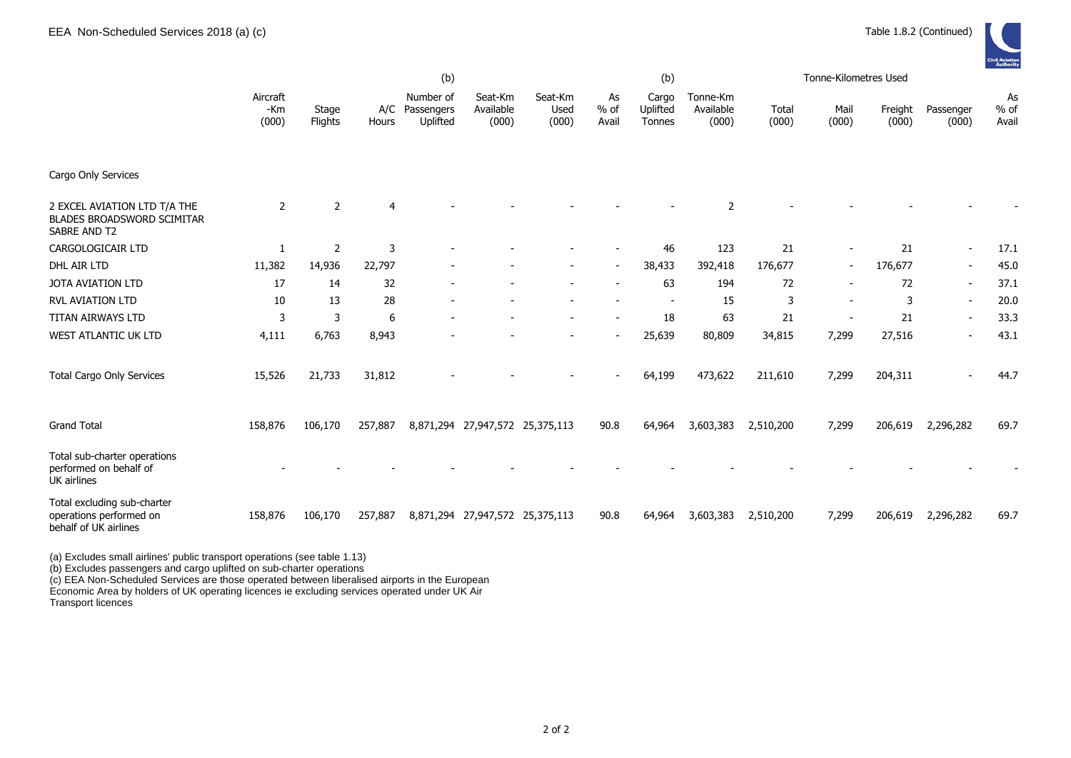EEA Non-Scheduled Services 2018 (a) (c)

Table 1.8.2 (Continued)

| | Aircraft -Km (000) | Stage Flights | A/C Hours | (b) Number of Passengers Uplifted | Seat-Km Available (000) | Seat-Km Used (000) | As % of Avail | (b) Cargo Uplifted Tonnes | Tonne-Km Available (000) | Tonne-Kilometres Used Total (000) | Mail (000) | Freight (000) | Passenger (000) | As % of Avail |
|---|---|---|---|---|---|---|---|---|---|---|---|---|---|---|
| **Cargo Only Services** | | | | | | | | | | | | | | |
| 2 EXCEL AVIATION LTD T/A THE BLADES BROADSWORD SCIMITAR SABRE AND T2 | 2 | 2 | 4 | - | - | - | - | - | 2 | - | - | - | - | - |
| CARGOLOGICAIR LTD | 1 | 2 | 3 | - | - | - | - | 46 | 123 | 21 | - | 21 | - | 17.1 |
| DHL AIR LTD | 11,382 | 14,936 | 22,797 | - | - | - | - | 38,433 | 392,418 | 176,677 | - | 176,677 | - | 45.0 |
| JOTA AVIATION LTD | 17 | 14 | 32 | - | - | - | - | 63 | 194 | 72 | - | 72 | - | 37.1 |
| RVL AVIATION LTD | 10 | 13 | 28 | - | - | - | - | - | 15 | 3 | - | 3 | - | 20.0 |
| TITAN AIRWAYS LTD | 3 | 3 | 6 | - | - | - | - | 18 | 63 | 21 | - | 21 | - | 33.3 |
| WEST ATLANTIC UK LTD | 4,111 | 6,763 | 8,943 | - | - | - | - | 25,639 | 80,809 | 34,815 | 7,299 | 27,516 | - | 43.1 |
| Total Cargo Only Services | 15,526 | 21,733 | 31,812 | - | - | - | - | 64,199 | 473,622 | 211,610 | 7,299 | 204,311 | - | 44.7 |
| Grand Total | 158,876 | 106,170 | 257,887 | 8,871,294 | 27,947,572 | 25,375,113 | 90.8 | 64,964 | 3,603,383 | 2,510,200 | 7,299 | 206,619 | 2,296,282 | 69.7 |
| Total sub-charter operations performed on behalf of UK airlines | - | - | - | - | - | - | - | - | - | - | - | - | - | - |
| Total excluding sub-charter operations performed on behalf of UK airlines | 158,876 | 106,170 | 257,887 | 8,871,294 | 27,947,572 | 25,375,113 | 90.8 | 64,964 | 3,603,383 | 2,510,200 | 7,299 | 206,619 | 2,296,282 | 69.7 |

(a) Excludes small airlines' public transport operations (see table 1.13)
(b) Excludes passengers and cargo uplifted on sub-charter operations
(c) EEA Non-Scheduled Services are those operated between liberalised airports in the European Economic Area by holders of UK operating licences ie excluding services operated under UK Air Transport licences